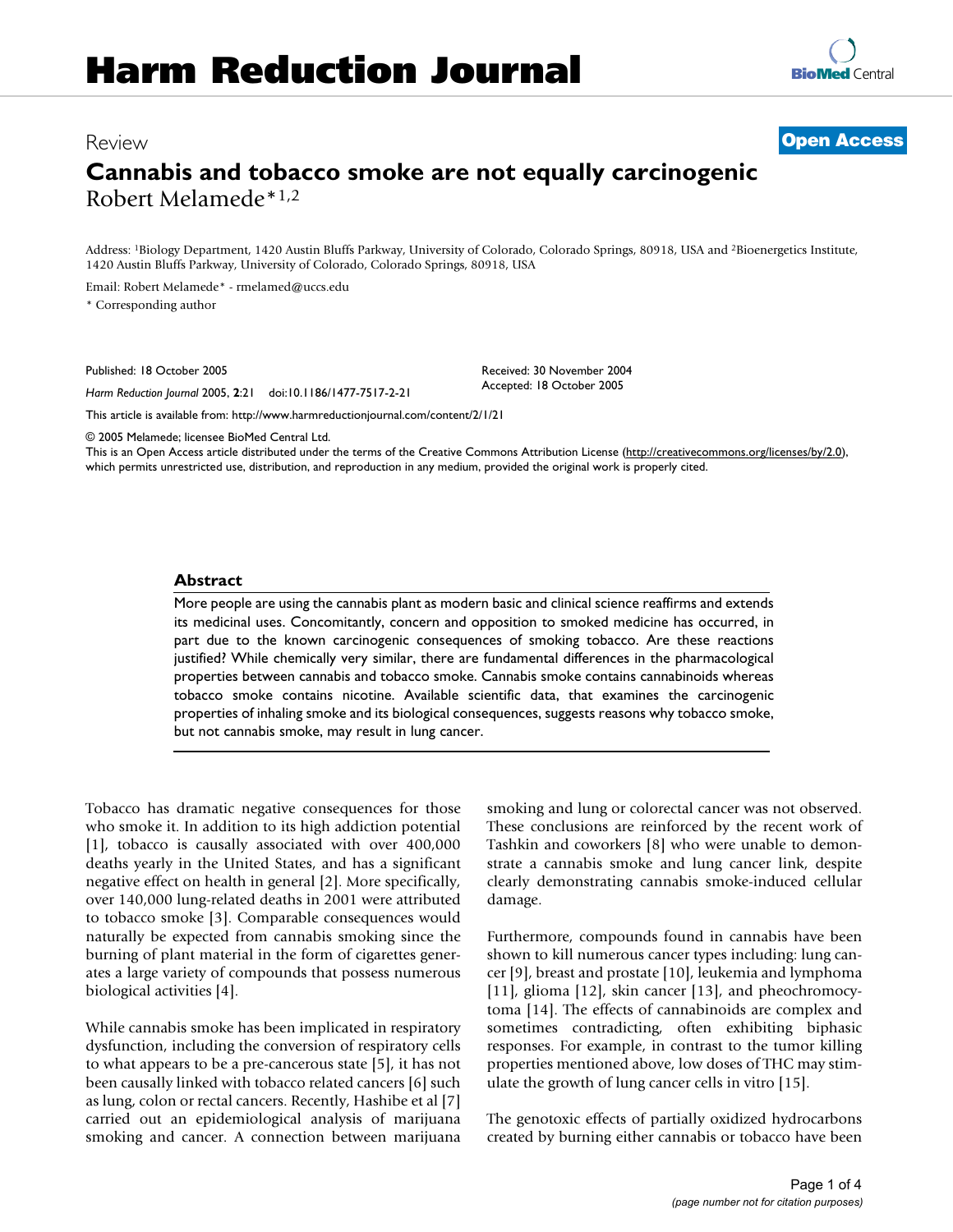# Harm Reduction Journal

Review

**Open Access**

# Cannabis and tobacco smoke are not equally carcinogenic

Robert Melamede*[1,2]

Address: [1]Biology Department, 1420 Austin Bluffs Parkway, University of Colorado, Colorado Springs, 80918, USA and [2]Bioenergetics Institute, 1420 Austin Bluffs Parkway, University of Colorado, Colorado Springs, 80918, USA

Email: Robert Melamede* - rmelamed@uccs.edu

* Corresponding author

Published: 18 October 2005

*Harm Reduction Journal* 2005, **2**:21 doi:10.1186/1477-7517-2-21

Received: 30 November 2004
Accepted: 18 October 2005

This article is available from: http://www.harmreductionjournal.com/content/2/1/21

© 2005 Melamede; licensee BioMed Central Ltd.
This is an Open Access article distributed under the terms of the Creative Commons Attribution License (http://creativecommons.org/licenses/by/2.0), which permits unrestricted use, distribution, and reproduction in any medium, provided the original work is properly cited.

## Abstract

More people are using the cannabis plant as modern basic and clinical science reaffirms and extends its medicinal uses. Concomitantly, concern and opposition to smoked medicine has occurred, in part due to the known carcinogenic consequences of smoking tobacco. Are these reactions justified? While chemically very similar, there are fundamental differences in the pharmacological properties between cannabis and tobacco smoke. Cannabis smoke contains cannabinoids whereas tobacco smoke contains nicotine. Available scientific data, that examines the carcinogenic properties of inhaling smoke and its biological consequences, suggests reasons why tobacco smoke, but not cannabis smoke, may result in lung cancer.

Tobacco has dramatic negative consequences for those who smoke it. In addition to its high addiction potential [1], tobacco is causally associated with over 400,000 deaths yearly in the United States, and has a significant negative effect on health in general [2]. More specifically, over 140,000 lung-related deaths in 2001 were attributed to tobacco smoke [3]. Comparable consequences would naturally be expected from cannabis smoking since the burning of plant material in the form of cigarettes generates a large variety of compounds that possess numerous biological activities [4].

While cannabis smoke has been implicated in respiratory dysfunction, including the conversion of respiratory cells to what appears to be a pre-cancerous state [5], it has not been causally linked with tobacco related cancers [6] such as lung, colon or rectal cancers. Recently, Hashibe et al [7] carried out an epidemiological analysis of marijuana smoking and cancer. A connection between marijuana smoking and lung or colorectal cancer was not observed. These conclusions are reinforced by the recent work of Tashkin and coworkers [8] who were unable to demonstrate a cannabis smoke and lung cancer link, despite clearly demonstrating cannabis smoke-induced cellular damage.

Furthermore, compounds found in cannabis have been shown to kill numerous cancer types including: lung cancer [9], breast and prostate [10], leukemia and lymphoma [11], glioma [12], skin cancer [13], and pheochromocytoma [14]. The effects of cannabinoids are complex and sometimes contradicting, often exhibiting biphasic responses. For example, in contrast to the tumor killing properties mentioned above, low doses of THC may stimulate the growth of lung cancer cells in vitro [15].

The genotoxic effects of partially oxidized hydrocarbons created by burning either cannabis or tobacco have been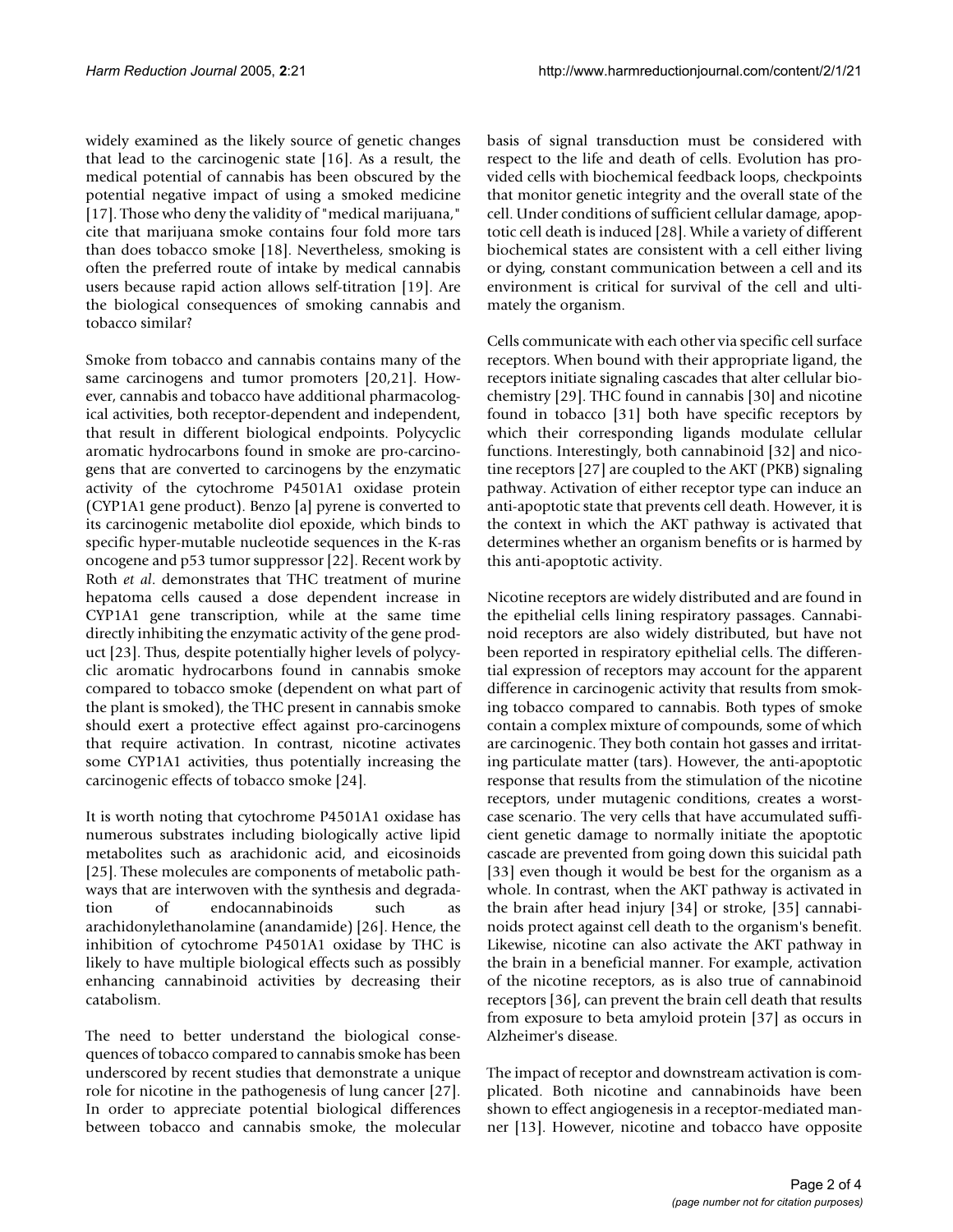widely examined as the likely source of genetic changes that lead to the carcinogenic state [16]. As a result, the medical potential of cannabis has been obscured by the potential negative impact of using a smoked medicine [17]. Those who deny the validity of "medical marijuana," cite that marijuana smoke contains four fold more tars than does tobacco smoke [18]. Nevertheless, smoking is often the preferred route of intake by medical cannabis users because rapid action allows self-titration [19]. Are the biological consequences of smoking cannabis and tobacco similar?

Smoke from tobacco and cannabis contains many of the same carcinogens and tumor promoters [20,21]. However, cannabis and tobacco have additional pharmacological activities, both receptor-dependent and independent, that result in different biological endpoints. Polycyclic aromatic hydrocarbons found in smoke are pro-carcinogens that are converted to carcinogens by the enzymatic activity of the cytochrome P4501A1 oxidase protein (CYP1A1 gene product). Benzo [a] pyrene is converted to its carcinogenic metabolite diol epoxide, which binds to specific hyper-mutable nucleotide sequences in the K-ras oncogene and p53 tumor suppressor [22]. Recent work by Roth *et al*. demonstrates that THC treatment of murine hepatoma cells caused a dose dependent increase in CYP1A1 gene transcription, while at the same time directly inhibiting the enzymatic activity of the gene product [23]. Thus, despite potentially higher levels of polycyclic aromatic hydrocarbons found in cannabis smoke compared to tobacco smoke (dependent on what part of the plant is smoked), the THC present in cannabis smoke should exert a protective effect against pro-carcinogens that require activation. In contrast, nicotine activates some CYP1A1 activities, thus potentially increasing the carcinogenic effects of tobacco smoke [24].

It is worth noting that cytochrome P4501A1 oxidase has numerous substrates including biologically active lipid metabolites such as arachidonic acid, and eicosinoids [25]. These molecules are components of metabolic pathways that are interwoven with the synthesis and degradation of endocannabinoids such as arachidonylethanolamine (anandamide) [26]. Hence, the inhibition of cytochrome P4501A1 oxidase by THC is likely to have multiple biological effects such as possibly enhancing cannabinoid activities by decreasing their catabolism.

The need to better understand the biological consequences of tobacco compared to cannabis smoke has been underscored by recent studies that demonstrate a unique role for nicotine in the pathogenesis of lung cancer [27]. In order to appreciate potential biological differences between tobacco and cannabis smoke, the molecular basis of signal transduction must be considered with respect to the life and death of cells. Evolution has provided cells with biochemical feedback loops, checkpoints that monitor genetic integrity and the overall state of the cell. Under conditions of sufficient cellular damage, apoptotic cell death is induced [28]. While a variety of different biochemical states are consistent with a cell either living or dying, constant communication between a cell and its environment is critical for survival of the cell and ultimately the organism.

Cells communicate with each other via specific cell surface receptors. When bound with their appropriate ligand, the receptors initiate signaling cascades that alter cellular biochemistry [29]. THC found in cannabis [30] and nicotine found in tobacco [31] both have specific receptors by which their corresponding ligands modulate cellular functions. Interestingly, both cannabinoid [32] and nicotine receptors [27] are coupled to the AKT (PKB) signaling pathway. Activation of either receptor type can induce an anti-apoptotic state that prevents cell death. However, it is the context in which the AKT pathway is activated that determines whether an organism benefits or is harmed by this anti-apoptotic activity.

Nicotine receptors are widely distributed and are found in the epithelial cells lining respiratory passages. Cannabinoid receptors are also widely distributed, but have not been reported in respiratory epithelial cells. The differential expression of receptors may account for the apparent difference in carcinogenic activity that results from smoking tobacco compared to cannabis. Both types of smoke contain a complex mixture of compounds, some of which are carcinogenic. They both contain hot gasses and irritating particulate matter (tars). However, the anti-apoptotic response that results from the stimulation of the nicotine receptors, under mutagenic conditions, creates a worst-case scenario. The very cells that have accumulated sufficient genetic damage to normally initiate the apoptotic cascade are prevented from going down this suicidal path [33] even though it would be best for the organism as a whole. In contrast, when the AKT pathway is activated in the brain after head injury [34] or stroke, [35] cannabinoids protect against cell death to the organism's benefit. Likewise, nicotine can also activate the AKT pathway in the brain in a beneficial manner. For example, activation of the nicotine receptors, as is also true of cannabinoid receptors [36], can prevent the brain cell death that results from exposure to beta amyloid protein [37] as occurs in Alzheimer's disease.

The impact of receptor and downstream activation is complicated. Both nicotine and cannabinoids have been shown to effect angiogenesis in a receptor-mediated manner [13]. However, nicotine and tobacco have opposite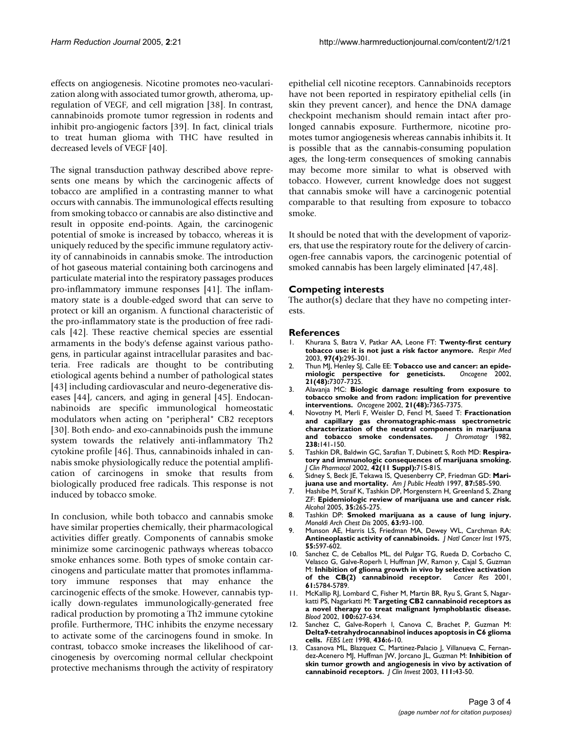effects on angiogenesis. Nicotine promotes neo-vacularization along with associated tumor growth, atheroma, up-regulation of VEGF, and cell migration [38]. In contrast, cannabinoids promote tumor regression in rodents and inhibit pro-angiogenic factors [39]. In fact, clinical trials to treat human glioma with THC have resulted in decreased levels of VEGF [40].

The signal transduction pathway described above represents one means by which the carcinogenic affects of tobacco are amplified in a contrasting manner to what occurs with cannabis. The immunological effects resulting from smoking tobacco or cannabis are also distinctive and result in opposite end-points. Again, the carcinogenic potential of smoke is increased by tobacco, whereas it is uniquely reduced by the specific immune regulatory activity of cannabinoids in cannabis smoke. The introduction of hot gaseous material containing both carcinogens and particulate material into the respiratory passages produces pro-inflammatory immune responses [41]. The inflammatory state is a double-edged sword that can serve to protect or kill an organism. A functional characteristic of the pro-inflammatory state is the production of free radicals [42]. These reactive chemical species are essential armaments in the body's defense against various pathogens, in particular against intracellular parasites and bacteria. Free radicals are thought to be contributing etiological agents behind a number of pathological states [43] including cardiovascular and neuro-degenerative diseases [44], cancers, and aging in general [45]. Endocannabinoids are specific immunological homeostatic modulators when acting on "peripheral" CB2 receptors [30]. Both endo- and exo-cannabinoids push the immune system towards the relatively anti-inflammatory Th2 cytokine profile [46]. Thus, cannabinoids inhaled in cannabis smoke physiologically reduce the potential amplification of carcinogens in smoke that results from biologically produced free radicals. This response is not induced by tobacco smoke.

In conclusion, while both tobacco and cannabis smoke have similar properties chemically, their pharmacological activities differ greatly. Components of cannabis smoke minimize some carcinogenic pathways whereas tobacco smoke enhances some. Both types of smoke contain carcinogens and particulate matter that promotes inflammatory immune responses that may enhance the carcinogenic effects of the smoke. However, cannabis typically down-regulates immunologically-generated free radical production by promoting a Th2 immune cytokine profile. Furthermore, THC inhibits the enzyme necessary to activate some of the carcinogens found in smoke. In contrast, tobacco smoke increases the likelihood of carcinogenesis by overcoming normal cellular checkpoint protective mechanisms through the activity of respiratory epithelial cell nicotine receptors. Cannabinoids receptors have not been reported in respiratory epithelial cells (in skin they prevent cancer), and hence the DNA damage checkpoint mechanism should remain intact after prolonged cannabis exposure. Furthermore, nicotine promotes tumor angiogenesis whereas cannabis inhibits it. It is possible that as the cannabis-consuming population ages, the long-term consequences of smoking cannabis may become more similar to what is observed with tobacco. However, current knowledge does not suggest that cannabis smoke will have a carcinogenic potential comparable to that resulting from exposure to tobacco smoke.

It should be noted that with the development of vaporizers, that use the respiratory route for the delivery of carcinogen-free cannabis vapors, the carcinogenic potential of smoked cannabis has been largely eliminated [47,48].

## Competing interests

The author(s) declare that they have no competing interests.

## References

1. Khurana S, Batra V, Patkar AA, Leone FT: **Twenty-first century tobacco use: it is not just a risk factor anymore.** *Respir Med* 2003, **97(4):**295-301.
2. Thun MJ, Henley SJ, Calle EE: **Tobacco use and cancer: an epidemiologic perspective for geneticists.** *Oncogene* 2002, **21(48):**7307-7325.
3. Alavanja MC: **Biologic damage resulting from exposure to tobacco smoke and from radon: implication for preventive interventions.** *Oncogene* 2002, **21(48):**7365-7375.
4. Novotny M, Merli F, Weisler D, Fencl M, Saeed T: **Fractionation and capillary gas chromatographic-mass spectrometric characterization of the neutral components in marijuana and tobacco smoke condensates.** *J Chromatogr* 1982, **238:**141-150.
5. Tashkin DR, Baldwin GC, Sarafian T, Dubinett S, Roth MD: **Respiratory and immunologic consequences of marijuana smoking.** *J Clin Pharmacol* 2002, **42(11 Suppl):**71S-81S.
6. Sidney S, Beck JE, Tekawa IS, Quesenberry CP, Friedman GD: **Marijuana use and mortality.** *Am J Public Health* 1997, **87:**585-590.
7. Hashibe M, Straif K, Tashkin DP, Morgenstern H, Greenland S, Zhang ZF: **Epidemiologic review of marijuana use and cancer risk.** *Alcohol* 2005, **35:**265-275.
8. Tashkin DP: **Smoked marijuana as a cause of lung injury.** *Monaldi Arch Chest Dis* 2005, **63:**93-100.
9. Munson AE, Harris LS, Friedman MA, Dewey WL, Carchman RA: **Antineoplastic activity of cannabinoids.** *J Natl Cancer Inst* 1975, **55:**597-602.
10. Sanchez C, de Ceballos ML, del Pulgar TG, Rueda D, Corbacho C, Velasco G, Galve-Roperh I, Huffman JW, Ramon y, Cajal S, Guzman M: **Inhibition of glioma growth in vivo by selective activation of the CB(2) cannabinoid receptor.** *Cancer Res* 2001, **61:**5784-5789.
11. McKallip RJ, Lombard C, Fisher M, Martin BR, Ryu S, Grant S, Nagarkatti PS, Nagarkatti M: **Targeting CB2 cannabinoid receptors as a novel therapy to treat malignant lymphoblastic disease.** *Blood* 2002, **100:**627-634.
12. Sanchez C, Galve-Roperh I, Canova C, Brachet P, Guzman M: **Delta9-tetrahydrocannabinol induces apoptosis in C6 glioma cells.** *FEBS Lett* 1998, **436:**6-10.
13. Casanova ML, Blazquez C, Martinez-Palacio J, Villanueva C, Fernandez-Acenero MJ, Huffman JW, Jorcano JL, Guzman M: **Inhibition of skin tumor growth and angiogenesis in vivo by activation of cannabinoid receptors.** *J Clin Invest* 2003, **111:**43-50.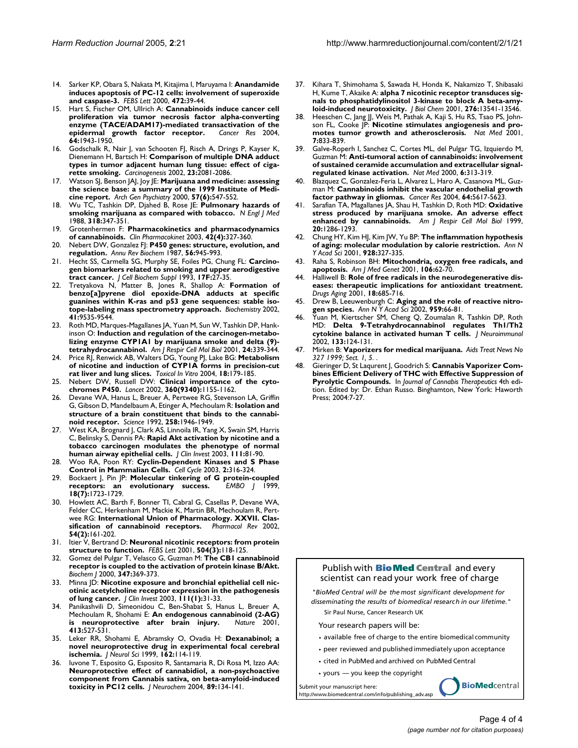14. Sarker KP, Obara S, Nakata M, Kitajima I, Maruyama I: **Anandamide induces apoptosis of PC-12 cells: involvement of superoxide and caspase-3.** *FEBS Lett* 2000, **472:**39-44.
15. Hart S, Fischer OM, Ullrich A: **Cannabinoids induce cancer cell proliferation via tumor necrosis factor alpha-converting enzyme (TACE/ADAM17)-mediated transactivation of the epidermal growth factor receptor.** *Cancer Res* 2004, **64:**1943-1950.
16. Godschalk R, Nair J, van Schooten FJ, Risch A, Drings P, Kayser K, Dienemann H, Bartsch H: **Comparison of multiple DNA adduct types in tumor adjacent human lung tissue: effect of cigarette smoking.** *Carcinogenesis* 2002, **23:**2081-2086.
17. Watson SJ, Benson JAJ, Joy JE: **Marijuana and medicine: assessing the science base: a summary of the 1999 Institute of Medicine report.** *Arch Gen Psychiatry* 2000, **57(6):**547-552.
18. Wu TC, Tashkin DP, Djahed B, Rose JE: **Pulmonary hazards of smoking marijuana as compared with tobacco.** *N Engl J Med* 1988, **318:**347-351.
19. Grotenhermen F: **Pharmacokinetics and pharmacodynamics of cannabinoids.** *Clin Pharmacokinet* 2003, **42(4):**327-360.
20. Nebert DW, Gonzalez FJ: **P450 genes: structure, evolution, and regulation.** *Annu Rev Biochem* 1987, **56:**945-993.
21. Hecht SS, Carmella SG, Murphy SE, Foiles PG, Chung FL: **Carcinogen biomarkers related to smoking and upper aerodigestive tract cancer.** *J Cell Biochem Suppl* 1993, **17F:**27-35.
22. Tretyakova N, Matter B, Jones R, Shallop A: **Formation of benzo[a]pyrene diol epoxide-DNA adducts at specific guanines within K-ras and p53 gene sequences: stable isotope-labeling mass spectrometry approach.** *Biochemistry* 2002, **41:**9535-9544.
23. Roth MD, Marques-Magallanes JA, Yuan M, Sun W, Tashkin DP, Hankinson O: **Induction and regulation of the carcinogen-metabolizing enzyme CYP1A1 by marijuana smoke and delta (9)-tetrahydrocannabinol.** *Am J Respir Cell Mol Biol* 2001, **24:**339-344.
24. Price RJ, Renwick AB, Walters DG, Young PJ, Lake BG: **Metabolism of nicotine and induction of CYP1A forms in precision-cut rat liver and lung slices.** *Toxicol In Vitro* 2004, **18:**179-185.
25. Nebert DW, Russell DW: **Clinical importance of the cytochromes P450.** *Lancet* 2002, **360(9340):**1155-1162.
26. Devane WA, Hanus L, Breuer A, Pertwee RG, Stevenson LA, Griffin G, Gibson D, Mandelbaum A, Etinger A, Mechoulam R: **Isolation and structure of a brain constituent that binds to the cannabinoid receptor.** *Science* 1992, **258:**1946-1949.
27. West KA, Brognard J, Clark AS, Linnoila IR, Yang X, Swain SM, Harris C, Belinsky S, Dennis PA: **Rapid Akt activation by nicotine and a tobacco carcinogen modulates the phenotype of normal human airway epithelial cells.** *J Clin Invest* 2003, **111:**81-90.
28. Woo RA, Poon RY: **Cyclin-Dependent Kinases and S Phase Control in Mammalian Cells.** *Cell Cycle* 2003, **2:**316-324.
29. Bockaert J, Pin JP: **Molecular tinkering of G protein-coupled receptors: an evolutionary success.** *EMBO J* 1999, **18(7):**1723-1729.
30. Howlett AC, Barth F, Bonner TI, Cabral G, Casellas P, Devane WA, Felder CC, Herkenham M, Mackie K, Martin BR, Mechoulam R, Pertwee RG: **International Union of Pharmacology. XXVII. Classification of cannabinoid receptors.** *Pharmacol Rev* 2002, **54(2):**161-202.
31. Itier V, Bertrand D: **Neuronal nicotinic receptors: from protein structure to function.** *FEBS Lett* 2001, **504(3):**118-125.
32. Gomez del Pulgar T, Velasco G, Guzman M: **The CB1 cannabinoid receptor is coupled to the activation of protein kinase B/Akt.** *Biochem J* 2000, **347:**369-373.
33. Minna JD: **Nicotine exposure and bronchial epithelial cell nicotinic acetylcholine receptor expression in the pathogenesis of lung cancer.** *J Clin Invest* 2003, **111(1):**31-33.
34. Panikashvili D, Simeonidou C, Ben-Shabat S, Hanus L, Breuer A, Mechoulam R, Shohami E: **An endogenous cannabinoid (2-AG) is neuroprotective after brain injury.** *Nature* 2001, **413:**527-531.
35. Leker RR, Shohami E, Abramsky O, Ovadia H: **Dexanabinol; a novel neuroprotective drug in experimental focal cerebral ischemia.** *J Neurol Sci* 1999, **162:**114-119.
36. Iuvone T, Esposito G, Esposito R, Santamaria R, Di Rosa M, Izzo AA: **Neuroprotective effect of cannabidiol, a non-psychoactive component from Cannabis sativa, on beta-amyloid-induced toxicity in PC12 cells.** *J Neurochem* 2004, **89:**134-141.
37. Kihara T, Shimohama S, Sawada H, Honda K, Nakamizo T, Shibasaki H, Kume T, Akaike A: **alpha 7 nicotinic receptor transduces signals to phosphatidylinositol 3-kinase to block A beta-amyloid-induced neurotoxicity.** *J Biol Chem* 2001, **276:**13541-13546.
38. Heeschen C, Jang JJ, Weis M, Pathak A, Kaji S, Hu RS, Tsao PS, Johnson FL, Cooke JP: **Nicotine stimulates angiogenesis and promotes tumor growth and atherosclerosis.** *Nat Med* 2001, **7:**833-839.
39. Galve-Roperh I, Sanchez C, Cortes ML, del Pulgar TG, Izquierdo M, Guzman M: **Anti-tumoral action of cannabinoids: involvement of sustained ceramide accumulation and extracellular signal-regulated kinase activation.** *Nat Med* 2000, **6:**313-319.
40. Blazquez C, Gonzalez-Feria L, Alvarez L, Haro A, Casanova ML, Guzman M: **Cannabinoids inhibit the vascular endothelial growth factor pathway in gliomas.** *Cancer Res* 2004, **64:**5617-5623.
41. Sarafian TA, Magallanes JA, Shau H, Tashkin D, Roth MD: **Oxidative stress produced by marijuana smoke. An adverse effect enhanced by cannabinoids.** *Am J Respir Cell Mol Biol* 1999, **20:**1286-1293.
42. Chung HY, Kim HJ, Kim JW, Yu BP: **The inflammation hypothesis of aging: molecular modulation by calorie restriction.** *Ann N Y Acad Sci* 2001, **928:**327-335.
43. Raha S, Robinson BH: **Mitochondria, oxygen free radicals, and apoptosis.** *Am J Med Genet* 2001, **106:**62-70.
44. Halliwell B: **Role of free radicals in the neurodegenerative diseases: therapeutic implications for antioxidant treatment.** *Drugs Aging* 2001, **18:**685-716.
45. Drew B, Leeuwenburgh C: **Aging and the role of reactive nitrogen species.** *Ann N Y Acad Sci* 2002, **959:**66-81.
46. Yuan M, Kiertscher SM, Cheng Q, Zoumalan R, Tashkin DP, Roth MD: **Delta 9-Tetrahydrocannabinol regulates Th1/Th2 cytokine balance in activated human T cells.** *J Neuroimmunol* 2002, **133:**124-131.
47. Mirken B: **Vaporizers for medical marijuana.** *Aids Treat News No 327 1999; Sect. 1, 5.* .
48. Gieringer D, St Laqurent J, Goodrich S: **Cannabis Vaporizer Combines Efficient Delivery of THC with Effective Suppression of Pyrolytic Compounds.** In *Journal of Cannabis Therapeutics* 4th edition. Edited by: Dr. Ethan Russo. Binghamton, New York: Haworth Press; 2004:7-27.

Publish with **BioMed Central** and every scientist can read your work free of charge

*"BioMed Central will be the most significant development for disseminating the results of biomedical research in our lifetime."*

Sir Paul Nurse, Cancer Research UK

Your research papers will be:

- available free of charge to the entire biomedical community
- peer reviewed and published immediately upon acceptance
- cited in PubMed and archived on PubMed Central
- yours — you keep the copyright

Submit your manuscript here:
http://www.biomedcentral.com/info/publishing_adv.asp

BioMedcentral